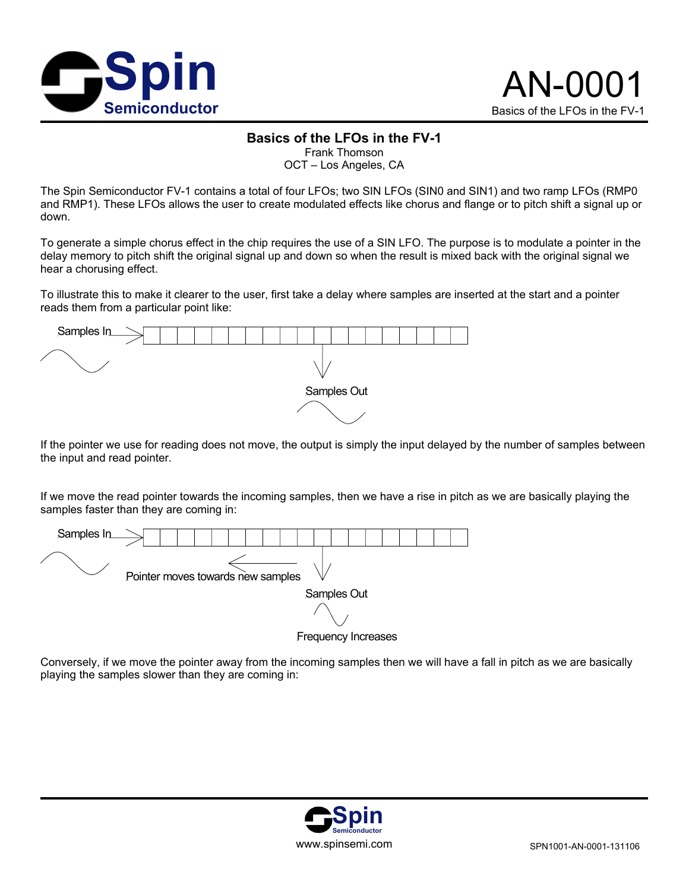# Basics of the LFOs in the FV-1

Frank Thomson
OCT – Los Angeles, CA

The Spin Semiconductor FV-1 contains a total of four LFOs; two SIN LFOs (SIN0 and SIN1) and two ramp LFOs (RMP0 and RMP1). These LFOs allows the user to create modulated effects like chorus and flange or to pitch shift a signal up or down.

To generate a simple chorus effect in the chip requires the use of a SIN LFO. The purpose is to modulate a pointer in the delay memory to pitch shift the original signal up and down so when the result is mixed back with the original signal we hear a chorusing effect.

To illustrate this to make it clearer to the user, first take a delay where samples are inserted at the start and a pointer reads them from a particular point like:

Samples In

Samples Out

If the pointer we use for reading does not move, the output is simply the input delayed by the number of samples between the input and read pointer.

If we move the read pointer towards the incoming samples, then we have a rise in pitch as we are basically playing the samples faster than they are coming in:

Samples In

Pointer moves towards new samples

Samples Out

Frequency Increases

Conversely, if we move the pointer away from the incoming samples then we will have a fall in pitch as we are basically playing the samples slower than they are coming in: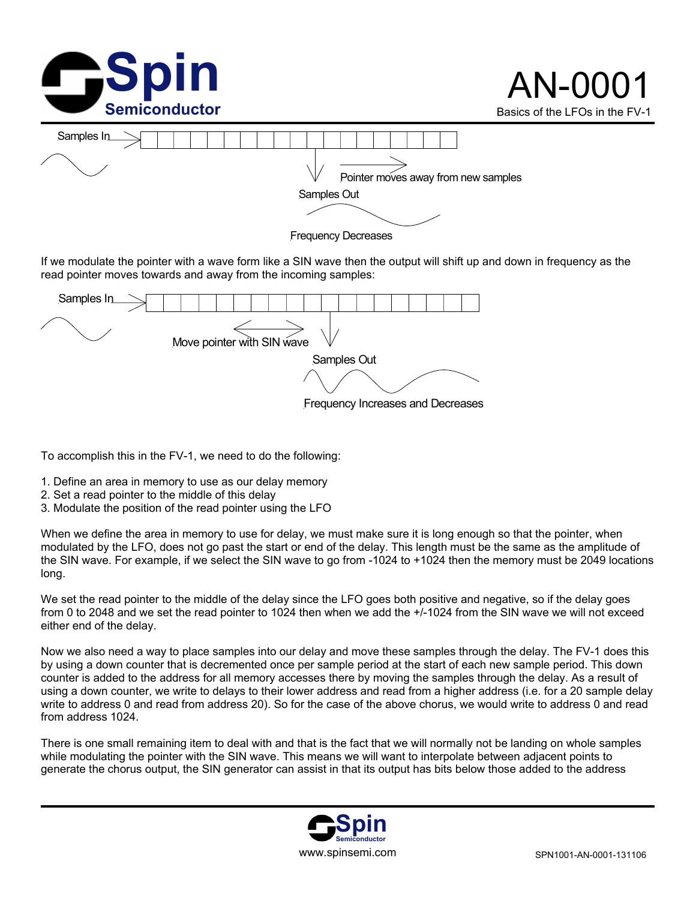Samples In

Pointer moves away from new samples

Samples Out

Frequency Decreases

If we modulate the pointer with a wave form like a SIN wave then the output will shift up and down in frequency as the read pointer moves towards and away from the incoming samples:

Samples In

Move pointer with SIN wave

Samples Out

Frequency Increases and Decreases

To accomplish this in the FV-1, we need to do the following:

1. Define an area in memory to use as our delay memory
2. Set a read pointer to the middle of this delay
3. Modulate the position of the read pointer using the LFO

When we define the area in memory to use for delay, we must make sure it is long enough so that the pointer, when modulated by the LFO, does not go past the start or end of the delay. This length must be the same as the amplitude of the SIN wave. For example, if we select the SIN wave to go from -1024 to +1024 then the memory must be 2049 locations long.

We set the read pointer to the middle of the delay since the LFO goes both positive and negative, so if the delay goes from 0 to 2048 and we set the read pointer to 1024 then when we add the +/-1024 from the SIN wave we will not exceed either end of the delay.

Now we also need a way to place samples into our delay and move these samples through the delay. The FV-1 does this by using a down counter that is decremented once per sample period at the start of each new sample period. This down counter is added to the address for all memory accesses there by moving the samples through the delay. As a result of using a down counter, we write to delays to their lower address and read from a higher address (i.e. for a 20 sample delay write to address 0 and read from address 20). So for the case of the above chorus, we would write to address 0 and read from address 1024.

There is one small remaining item to deal with and that is the fact that we will normally not be landing on whole samples while modulating the pointer with the SIN wave. This means we will want to interpolate between adjacent points to generate the chorus output, the SIN generator can assist in that its output has bits below those added to the address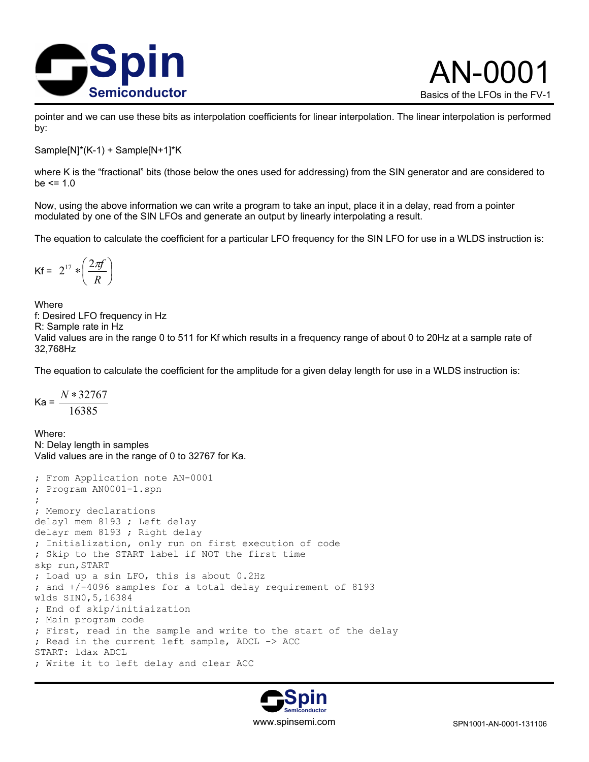pointer and we can use these bits as interpolation coefficients for linear interpolation. The linear interpolation is performed by:

Sample[N]*(K-1) + Sample[N+1]*K

where K is the "fractional" bits (those below the ones used for addressing) from the SIN generator and are considered to be <= 1.0

Now, using the above information we can write a program to take an input, place it in a delay, read from a pointer modulated by one of the SIN LFOs and generate an output by linearly interpolating a result.

The equation to calculate the coefficient for a particular LFO frequency for the SIN LFO for use in a WLDS instruction is:

$$Kf = 2^{17} * \left(\frac{2\pi f}{R}\right)$$

Where
f: Desired LFO frequency in Hz
R: Sample rate in Hz
Valid values are in the range 0 to 511 for Kf which results in a frequency range of about 0 to 20Hz at a sample rate of 32,768Hz

The equation to calculate the coefficient for the amplitude for a given delay length for use in a WLDS instruction is:

$$Ka = \frac{N * 32767}{16385}$$

Where:
N: Delay length in samples
Valid values are in the range of 0 to 32767 for Ka.

```
; From Application note AN-0001
; Program AN0001-1.spn
;
; Memory declarations
delayl mem 8193 ; Left delay
delayr mem 8193 ; Right delay
; Initialization, only run on first execution of code
; Skip to the START label if NOT the first time
skp run,START
; Load up a sin LFO, this is about 0.2Hz
; and +/-4096 samples for a total delay requirement of 8193
wlds SIN0,5,16384
; End of skip/initiaization
; Main program code
; First, read in the sample and write to the start of the delay
; Read in the current left sample, ADCL -> ACC
START: ldax ADCL
; Write it to left delay and clear ACC
```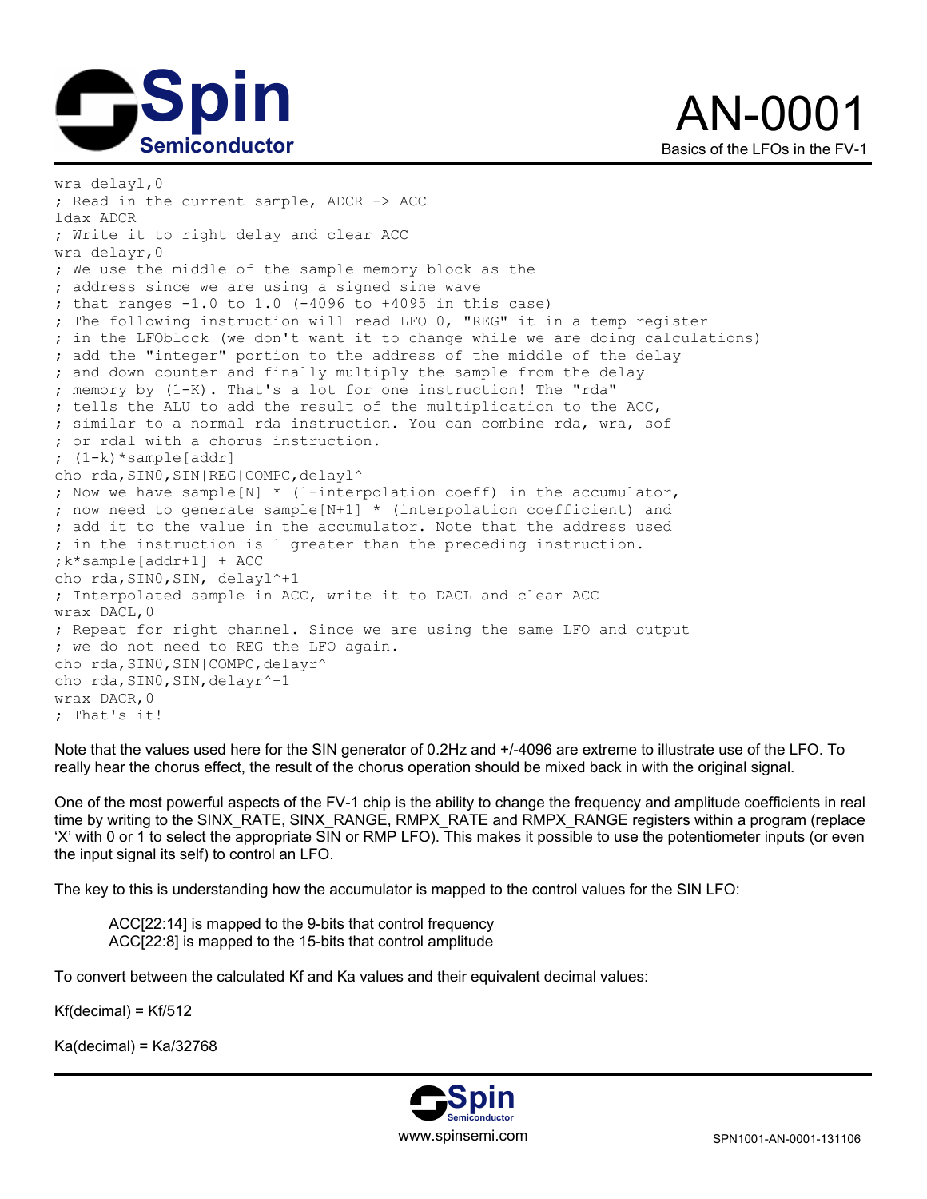```
wra delayl,0
; Read in the current sample, ADCR -> ACC
ldax ADCR
; Write it to right delay and clear ACC
wra delayr,0
; We use the middle of the sample memory block as the
; address since we are using a signed sine wave
; that ranges -1.0 to 1.0 (-4096 to +4095 in this case)
; The following instruction will read LFO 0, "REG" it in a temp register
; in the LFOblock (we don't want it to change while we are doing calculations)
; add the "integer" portion to the address of the middle of the delay
; and down counter and finally multiply the sample from the delay
; memory by (1-K). That's a lot for one instruction! The "rda"
; tells the ALU to add the result of the multiplication to the ACC,
; similar to a normal rda instruction. You can combine rda, wra, sof
; or rdal with a chorus instruction.
; (1-k)*sample[addr]
cho rda,SIN0,SIN|REG|COMPC,delayl^
; Now we have sample[N] * (1-interpolation coeff) in the accumulator,
; now need to generate sample[N+1] * (interpolation coefficient) and
; add it to the value in the accumulator. Note that the address used
; in the instruction is 1 greater than the preceding instruction.
;k*sample[addr+1] + ACC
cho rda,SIN0,SIN, delayl^+1
; Interpolated sample in ACC, write it to DACL and clear ACC
wrax DACL,0
; Repeat for right channel. Since we are using the same LFO and output
; we do not need to REG the LFO again.
cho rda,SIN0,SIN|COMPC,delayr^
cho rda,SIN0,SIN,delayr^+1
wrax DACR,0
; That's it!
```

Note that the values used here for the SIN generator of 0.2Hz and +/-4096 are extreme to illustrate use of the LFO. To really hear the chorus effect, the result of the chorus operation should be mixed back in with the original signal.

One of the most powerful aspects of the FV-1 chip is the ability to change the frequency and amplitude coefficients in real time by writing to the SINX_RATE, SINX_RANGE, RMPX_RATE and RMPX_RANGE registers within a program (replace 'X' with 0 or 1 to select the appropriate SIN or RMP LFO). This makes it possible to use the potentiometer inputs (or even the input signal its self) to control an LFO.

The key to this is understanding how the accumulator is mapped to the control values for the SIN LFO:

> ACC[22:14] is mapped to the 9-bits that control frequency
> ACC[22:8] is mapped to the 15-bits that control amplitude

To convert between the calculated Kf and Ka values and their equivalent decimal values:

Kf(decimal) = Kf/512

Ka(decimal) = Ka/32768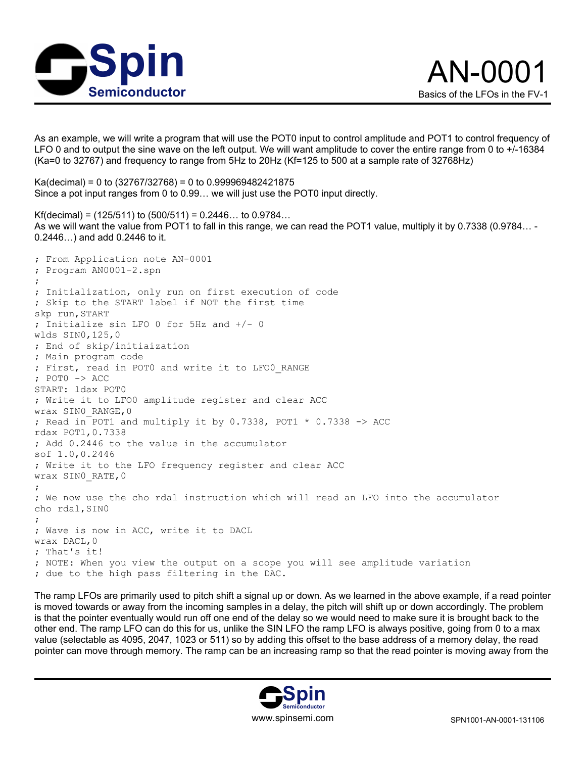As an example, we will write a program that will use the POT0 input to control amplitude and POT1 to control frequency of LFO 0 and to output the sine wave on the left output. We will want amplitude to cover the entire range from 0 to +/-16384 (Ka=0 to 32767) and frequency to range from 5Hz to 20Hz (Kf=125 to 500 at a sample rate of 32768Hz)

Ka(decimal) = 0 to (32767/32768) = 0 to 0.999969482421875
Since a pot input ranges from 0 to 0.99… we will just use the POT0 input directly.

Kf(decimal) = (125/511) to (500/511) = 0.2446… to 0.9784…
As we will want the value from POT1 to fall in this range, we can read the POT1 value, multiply it by 0.7338 (0.9784… - 0.2446…) and add 0.2446 to it.

```
; From Application note AN-0001
; Program AN0001-2.spn
;
; Initialization, only run on first execution of code
; Skip to the START label if NOT the first time
skp run,START
; Initialize sin LFO 0 for 5Hz and +/- 0
wlds SIN0,125,0
; End of skip/initiaization
; Main program code
; First, read in POT0 and write it to LFO0_RANGE
; POT0 -> ACC
START: ldax POT0
; Write it to LFO0 amplitude register and clear ACC
wrax SIN0_RANGE,0
; Read in POT1 and multiply it by 0.7338, POT1 * 0.7338 -> ACC
rdax POT1,0.7338
; Add 0.2446 to the value in the accumulator
sof 1.0,0.2446
; Write it to the LFO frequency register and clear ACC
wrax SIN0_RATE,0
;
; We now use the cho rdal instruction which will read an LFO into the accumulator
cho rdal,SIN0
;
; Wave is now in ACC, write it to DACL
wrax DACL,0
; That's it!
; NOTE: When you view the output on a scope you will see amplitude variation
; due to the high pass filtering in the DAC.
```

The ramp LFOs are primarily used to pitch shift a signal up or down. As we learned in the above example, if a read pointer is moved towards or away from the incoming samples in a delay, the pitch will shift up or down accordingly. The problem is that the pointer eventually would run off one end of the delay so we would need to make sure it is brought back to the other end. The ramp LFO can do this for us, unlike the SIN LFO the ramp LFO is always positive, going from 0 to a max value (selectable as 4095, 2047, 1023 or 511) so by adding this offset to the base address of a memory delay, the read pointer can move through memory. The ramp can be an increasing ramp so that the read pointer is moving away from the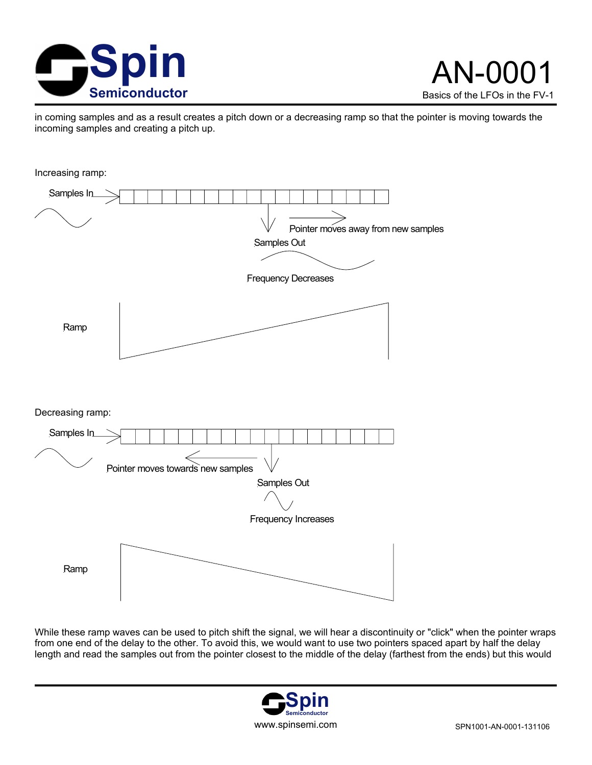in coming samples and as a result creates a pitch down or a decreasing ramp so that the pointer is moving towards the incoming samples and creating a pitch up.

Increasing ramp:

Samples In

Pointer moves away from new samples

Samples Out

Frequency Decreases

Ramp

Decreasing ramp:

Samples In

Pointer moves towards new samples

Samples Out

Frequency Increases

Ramp

While these ramp waves can be used to pitch shift the signal, we will hear a discontinuity or "click" when the pointer wraps from one end of the delay to the other. To avoid this, we would want to use two pointers spaced apart by half the delay length and read the samples out from the pointer closest to the middle of the delay (farthest from the ends) but this would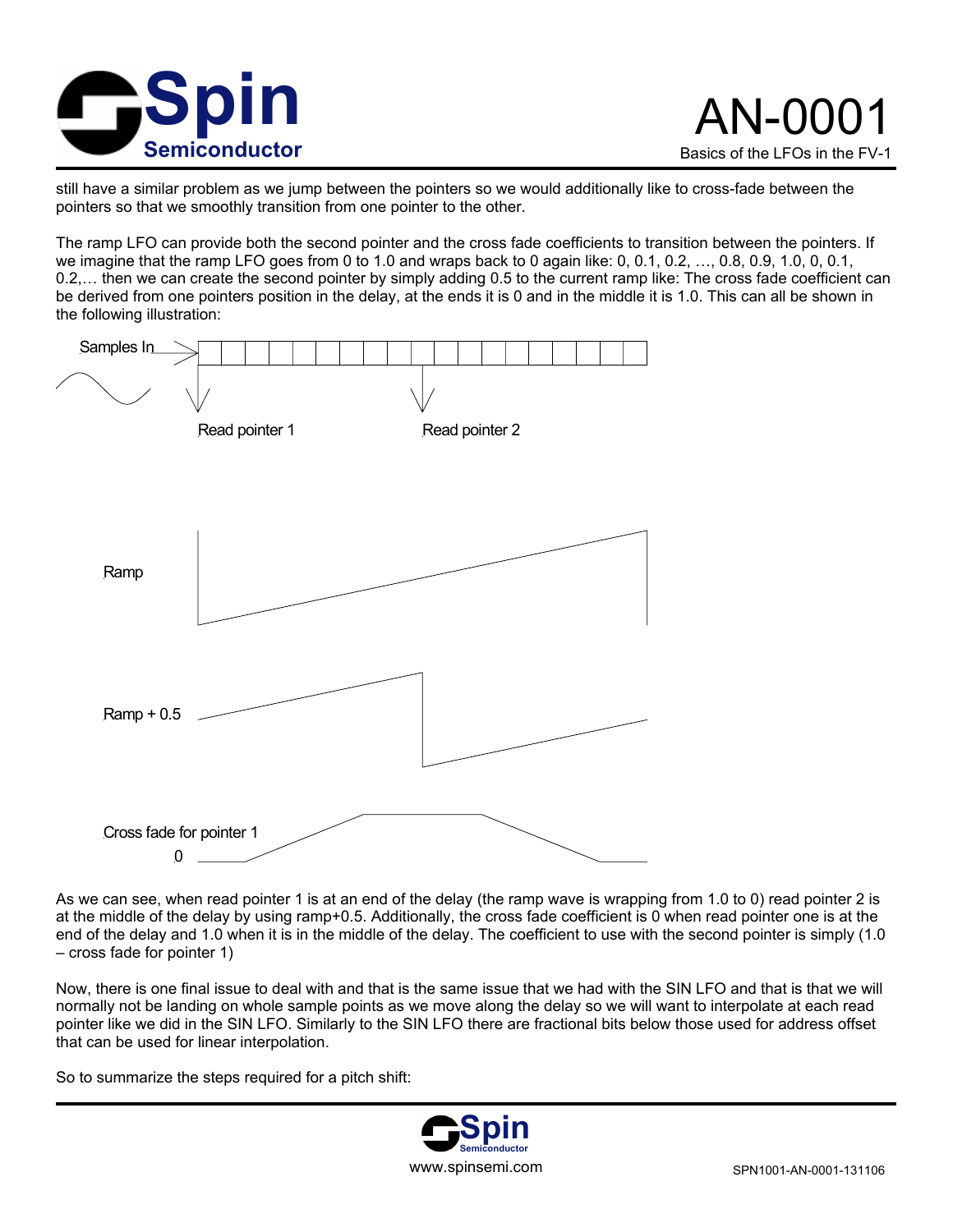still have a similar problem as we jump between the pointers so we would additionally like to cross-fade between the pointers so that we smoothly transition from one pointer to the other.

The ramp LFO can provide both the second pointer and the cross fade coefficients to transition between the pointers. If we imagine that the ramp LFO goes from 0 to 1.0 and wraps back to 0 again like: 0, 0.1, 0.2, …, 0.8, 0.9, 1.0, 0, 0.1, 0.2,… then we can create the second pointer by simply adding 0.5 to the current ramp like: The cross fade coefficient can be derived from one pointers position in the delay, at the ends it is 0 and in the middle it is 1.0. This can all be shown in the following illustration:

Samples In

Read pointer 1

Read pointer 2

Ramp

Ramp + 0.5

Cross fade for pointer 1

0

As we can see, when read pointer 1 is at an end of the delay (the ramp wave is wrapping from 1.0 to 0) read pointer 2 is at the middle of the delay by using ramp+0.5. Additionally, the cross fade coefficient is 0 when read pointer one is at the end of the delay and 1.0 when it is in the middle of the delay. The coefficient to use with the second pointer is simply (1.0 – cross fade for pointer 1)

Now, there is one final issue to deal with and that is the same issue that we had with the SIN LFO and that is that we will normally not be landing on whole sample points as we move along the delay so we will want to interpolate at each read pointer like we did in the SIN LFO. Similarly to the SIN LFO there are fractional bits below those used for address offset that can be used for linear interpolation.

So to summarize the steps required for a pitch shift: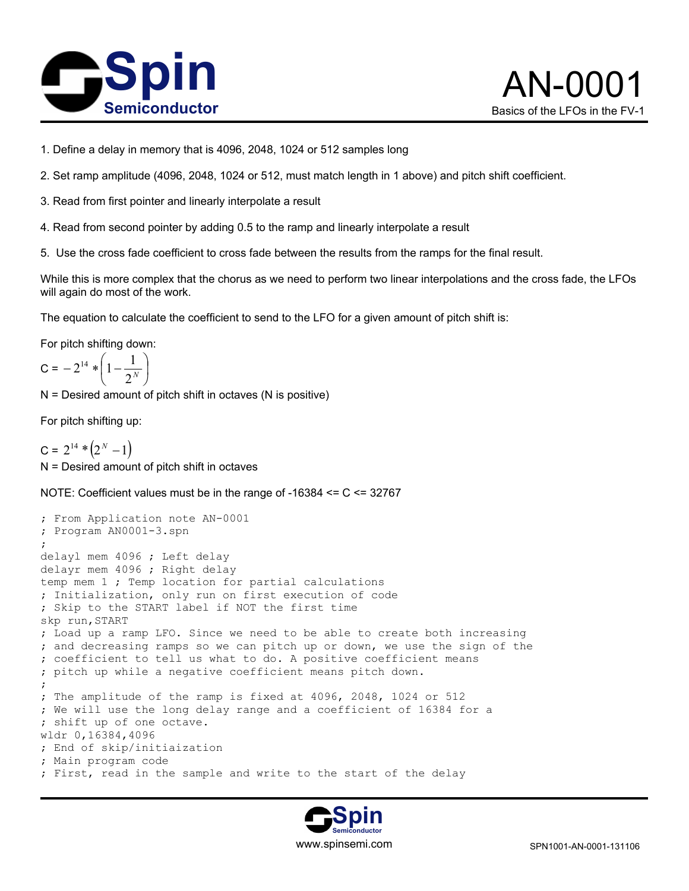1. Define a delay in memory that is 4096, 2048, 1024 or 512 samples long

2. Set ramp amplitude (4096, 2048, 1024 or 512, must match length in 1 above) and pitch shift coefficient.

3. Read from first pointer and linearly interpolate a result

4. Read from second pointer by adding 0.5 to the ramp and linearly interpolate a result

5. Use the cross fade coefficient to cross fade between the results from the ramps for the final result.

While this is more complex that the chorus as we need to perform two linear interpolations and the cross fade, the LFOs will again do most of the work.

The equation to calculate the coefficient to send to the LFO for a given amount of pitch shift is:

For pitch shifting down:

$$C = -2^{14} * \left(1 - \frac{1}{2^N}\right)$$

N = Desired amount of pitch shift in octaves (N is positive)

For pitch shifting up:

$$C = 2^{14} * \left(2^N - 1\right)$$

N = Desired amount of pitch shift in octaves

NOTE: Coefficient values must be in the range of -16384 <= C <= 32767

```
; From Application note AN-0001
; Program AN0001-3.spn
;
delayl mem 4096 ; Left delay
delayr mem 4096 ; Right delay
temp mem 1 ; Temp location for partial calculations
; Initialization, only run on first execution of code
; Skip to the START label if NOT the first time
skp run,START
; Load up a ramp LFO. Since we need to be able to create both increasing
; and decreasing ramps so we can pitch up or down, we use the sign of the
; coefficient to tell us what to do. A positive coefficient means
; pitch up while a negative coefficient means pitch down.
;
; The amplitude of the ramp is fixed at 4096, 2048, 1024 or 512
; We will use the long delay range and a coefficient of 16384 for a
; shift up of one octave.
wldr 0,16384,4096
; End of skip/initiaization
; Main program code
; First, read in the sample and write to the start of the delay
```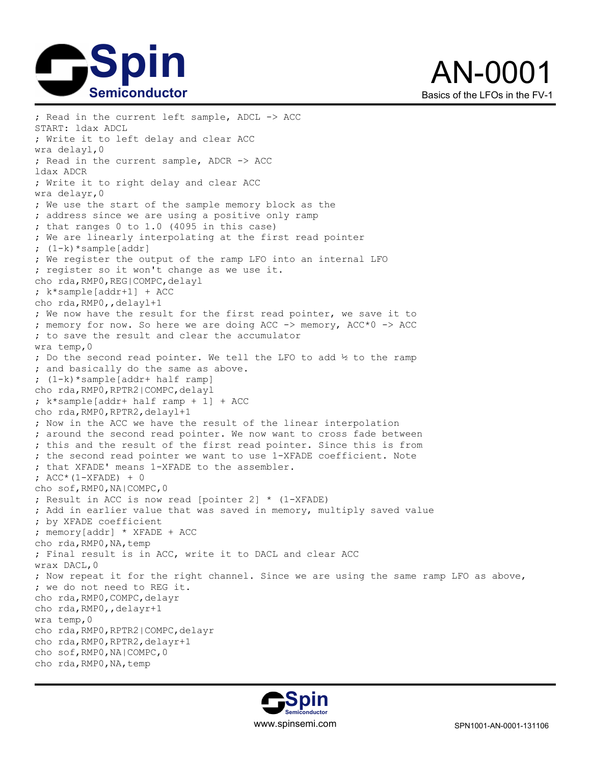```
; Read in the current left sample, ADCL -> ACC
START: ldax ADCL
; Write it to left delay and clear ACC
wra delayl,0
; Read in the current sample, ADCR -> ACC
ldax ADCR
; Write it to right delay and clear ACC
wra delayr,0
; We use the start of the sample memory block as the
; address since we are using a positive only ramp
; that ranges 0 to 1.0 (4095 in this case)
; We are linearly interpolating at the first read pointer
; (1-k)*sample[addr]
; We register the output of the ramp LFO into an internal LFO
; register so it won't change as we use it.
cho rda,RMP0,REG|COMPC,delayl
; k*sample[addr+1] + ACC
cho rda,RMP0,,delayl+1
; We now have the result for the first read pointer, we save it to
; memory for now. So here we are doing ACC -> memory, ACC*0 -> ACC
; to save the result and clear the accumulator
wra temp,0
; Do the second read pointer. We tell the LFO to add ½ to the ramp
; and basically do the same as above.
; (1-k)*sample[addr+ half ramp]
cho rda,RMP0,RPTR2|COMPC,delayl
; k*sample[addr+ half ramp + 1] + ACC
cho rda,RMP0,RPTR2,delayl+1
; Now in the ACC we have the result of the linear interpolation
; around the second read pointer. We now want to cross fade between
; this and the result of the first read pointer. Since this is from
; the second read pointer we want to use 1-XFADE coefficient. Note
; that XFADE' means 1-XFADE to the assembler.
; ACC*(1-XFADE) + 0
cho sof,RMP0,NA|COMPC,0
; Result in ACC is now read [pointer 2] * (1-XFADE)
; Add in earlier value that was saved in memory, multiply saved value
; by XFADE coefficient
; memory[addr] * XFADE + ACC
cho rda,RMP0,NA,temp
; Final result is in ACC, write it to DACL and clear ACC
wrax DACL,0
; Now repeat it for the right channel. Since we are using the same ramp LFO as above,
; we do not need to REG it.
cho rda,RMP0,COMPC,delayr
cho rda,RMP0,,delayr+1
wra temp,0
cho rda,RMP0,RPTR2|COMPC,delayr
cho rda,RMP0,RPTR2,delayr+1
cho sof,RMP0,NA|COMPC,0
cho rda,RMP0,NA,temp
```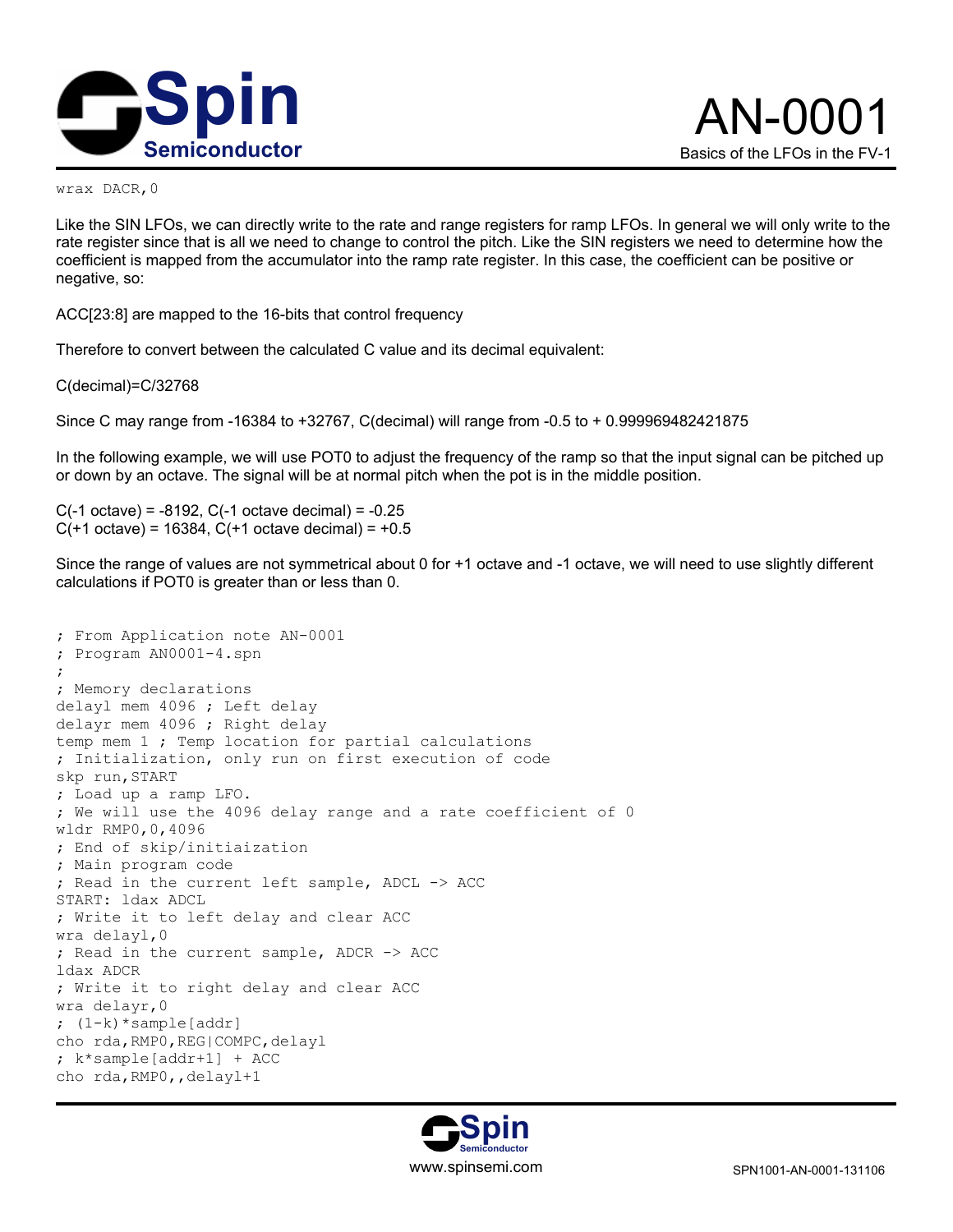```
wrax DACR,0
```

Like the SIN LFOs, we can directly write to the rate and range registers for ramp LFOs. In general we will only write to the rate register since that is all we need to change to control the pitch. Like the SIN registers we need to determine how the coefficient is mapped from the accumulator into the ramp rate register. In this case, the coefficient can be positive or negative, so:

ACC[23:8] are mapped to the 16-bits that control frequency

Therefore to convert between the calculated C value and its decimal equivalent:

C(decimal)=C/32768

Since C may range from -16384 to +32767, C(decimal) will range from -0.5 to + 0.999969482421875

In the following example, we will use POT0 to adjust the frequency of the ramp so that the input signal can be pitched up or down by an octave. The signal will be at normal pitch when the pot is in the middle position.

C(-1 octave) = -8192, C(-1 octave decimal) = -0.25
C(+1 octave) = 16384, C(+1 octave decimal) = +0.5

Since the range of values are not symmetrical about 0 for +1 octave and -1 octave, we will need to use slightly different calculations if POT0 is greater than or less than 0.

```
; From Application note AN-0001
; Program AN0001-4.spn
;
; Memory declarations
delayl mem 4096 ; Left delay
delayr mem 4096 ; Right delay
temp mem 1 ; Temp location for partial calculations
; Initialization, only run on first execution of code
skp run,START
; Load up a ramp LFO.
; We will use the 4096 delay range and a rate coefficient of 0
wldr RMP0,0,4096
; End of skip/initiaization
; Main program code
; Read in the current left sample, ADCL -> ACC
START: ldax ADCL
; Write it to left delay and clear ACC
wra delayl,0
; Read in the current sample, ADCR -> ACC
ldax ADCR
; Write it to right delay and clear ACC
wra delayr,0
; (1-k)*sample[addr]
cho rda,RMP0,REG|COMPC,delayl
; k*sample[addr+1] + ACC
cho rda,RMP0,,delayl+1
```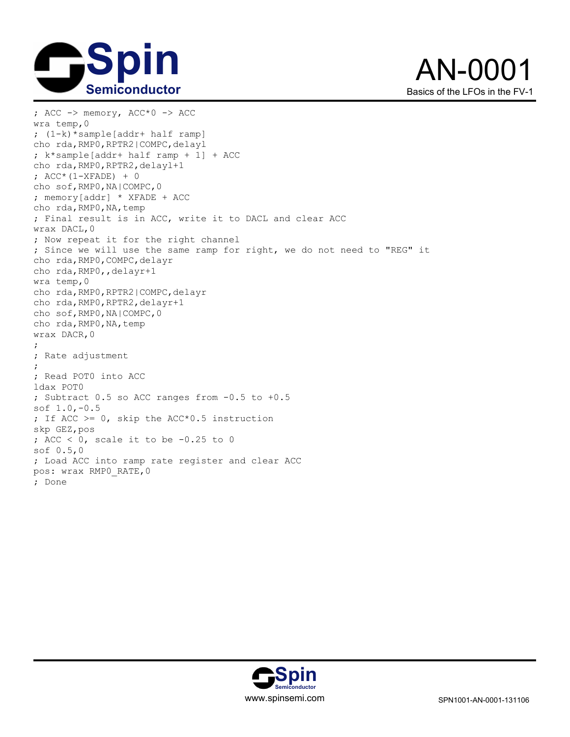```
; ACC -> memory, ACC*0 -> ACC
wra temp,0
; (1-k)*sample[addr+ half ramp]
cho rda,RMP0,RPTR2|COMPC,delayl
; k*sample[addr+ half ramp + 1] + ACC
cho rda,RMP0,RPTR2,delayl+1
; ACC*(1-XFADE) + 0
cho sof,RMP0,NA|COMPC,0
; memory[addr] * XFADE + ACC
cho rda,RMP0,NA,temp
; Final result is in ACC, write it to DACL and clear ACC
wrax DACL,0
; Now repeat it for the right channel
; Since we will use the same ramp for right, we do not need to "REG" it
cho rda,RMP0,COMPC,delayr
cho rda,RMP0,,delayr+1
wra temp,0
cho rda,RMP0,RPTR2|COMPC,delayr
cho rda,RMP0,RPTR2,delayr+1
cho sof,RMP0,NA|COMPC,0
cho rda,RMP0,NA,temp
wrax DACR,0
;
; Rate adjustment
;
; Read POT0 into ACC
ldax POT0
; Subtract 0.5 so ACC ranges from -0.5 to +0.5
sof 1.0,-0.5
; If ACC >= 0, skip the ACC*0.5 instruction
skp GEZ,pos
; ACC < 0, scale it to be -0.25 to 0
sof 0.5,0
; Load ACC into ramp rate register and clear ACC
pos: wrax RMP0_RATE,0
; Done
```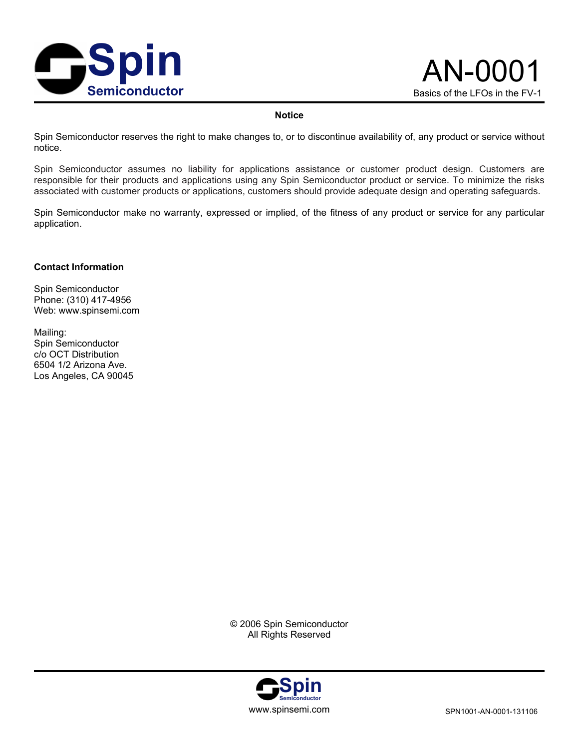**Notice**

Spin Semiconductor reserves the right to make changes to, or to discontinue availability of, any product or service without notice.

Spin Semiconductor assumes no liability for applications assistance or customer product design. Customers are responsible for their products and applications using any Spin Semiconductor product or service. To minimize the risks associated with customer products or applications, customers should provide adequate design and operating safeguards.

Spin Semiconductor make no warranty, expressed or implied, of the fitness of any product or service for any particular application.

**Contact Information**

Spin Semiconductor
Phone: (310) 417-4956
Web: www.spinsemi.com

Mailing:
Spin Semiconductor
c/o OCT Distribution
6504 1/2 Arizona Ave.
Los Angeles, CA 90045

© 2006 Spin Semiconductor
All Rights Reserved